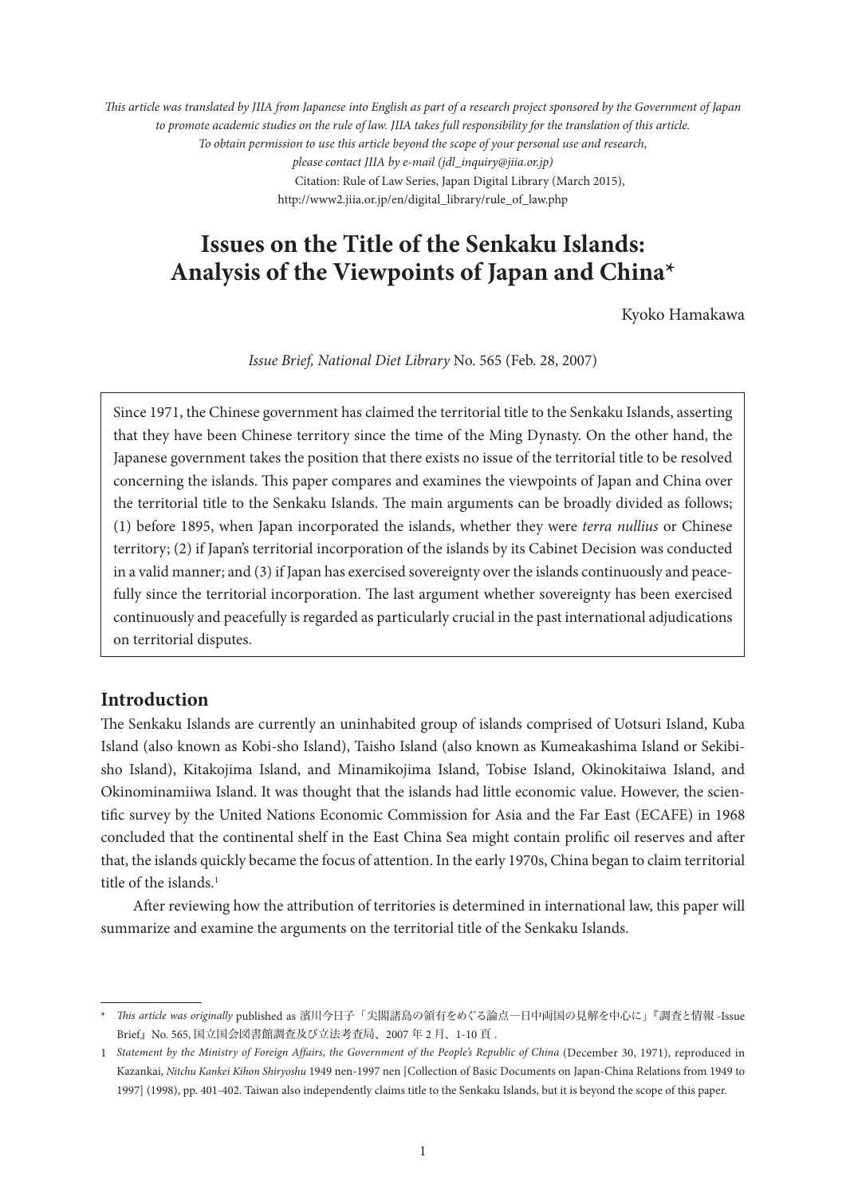*This article was translated by JIIA from Japanese into English as part of a research project sponsored by the Government of Japan to promote academic studies on the rule of law. JIIA takes full responsibility for the translation of this article. To obtain permission to use this article beyond the scope of your personal use and research, please contact JIIA by e-mail (jdl_inquiry@jiia.or.jp)*

Citation: Rule of Law Series, Japan Digital Library (March 2015), http://www2.jiia.or.jp/en/digital_library/rule_of_law.php

# Issues on the Title of the Senkaku Islands: Analysis of the Viewpoints of Japan and China*

Kyoko Hamakawa

*Issue Brief, National Diet Library* No. 565 (Feb. 28, 2007)

Since 1971, the Chinese government has claimed the territorial title to the Senkaku Islands, asserting that they have been Chinese territory since the time of the Ming Dynasty. On the other hand, the Japanese government takes the position that there exists no issue of the territorial title to be resolved concerning the islands. This paper compares and examines the viewpoints of Japan and China over the territorial title to the Senkaku Islands. The main arguments can be broadly divided as follows; (1) before 1895, when Japan incorporated the islands, whether they were *terra nullius* or Chinese territory; (2) if Japan's territorial incorporation of the islands by its Cabinet Decision was conducted in a valid manner; and (3) if Japan has exercised sovereignty over the islands continuously and peacefully since the territorial incorporation. The last argument whether sovereignty has been exercised continuously and peacefully is regarded as particularly crucial in the past international adjudications on territorial disputes.

## Introduction

The Senkaku Islands are currently an uninhabited group of islands comprised of Uotsuri Island, Kuba Island (also known as Kobi-sho Island), Taisho Island (also known as Kumeakashima Island or Sekibi-sho Island), Kitakojima Island, and Minamikojima Island, Tobise Island, Okinokitaiwa Island, and Okinominamiiwa Island. It was thought that the islands had little economic value. However, the scientific survey by the United Nations Economic Commission for Asia and the Far East (ECAFE) in 1968 concluded that the continental shelf in the East China Sea might contain prolific oil reserves and after that, the islands quickly became the focus of attention. In the early 1970s, China began to claim territorial title of the islands.[1]

After reviewing how the attribution of territories is determined in international law, this paper will summarize and examine the arguments on the territorial title of the Senkaku Islands.

---

\* *This article was originally* published as 濱川今日子「尖閣諸島の領有をめぐる論点—日中両国の見解を中心に」『調査と情報 -Issue Brief』No. 565, 国立国会図書館調査及び立法考査局、2007 年 2 月、1-10 頁 .

1 *Statement by the Ministry of Foreign Affairs, the Government of the People's Republic of China* (December 30, 1971), reproduced in Kazankai, *Nitchu Kankei Kihon Shiryoshu* 1949 nen-1997 nen [Collection of Basic Documents on Japan-China Relations from 1949 to 1997] (1998), pp. 401-402. Taiwan also independently claims title to the Senkaku Islands, but it is beyond the scope of this paper.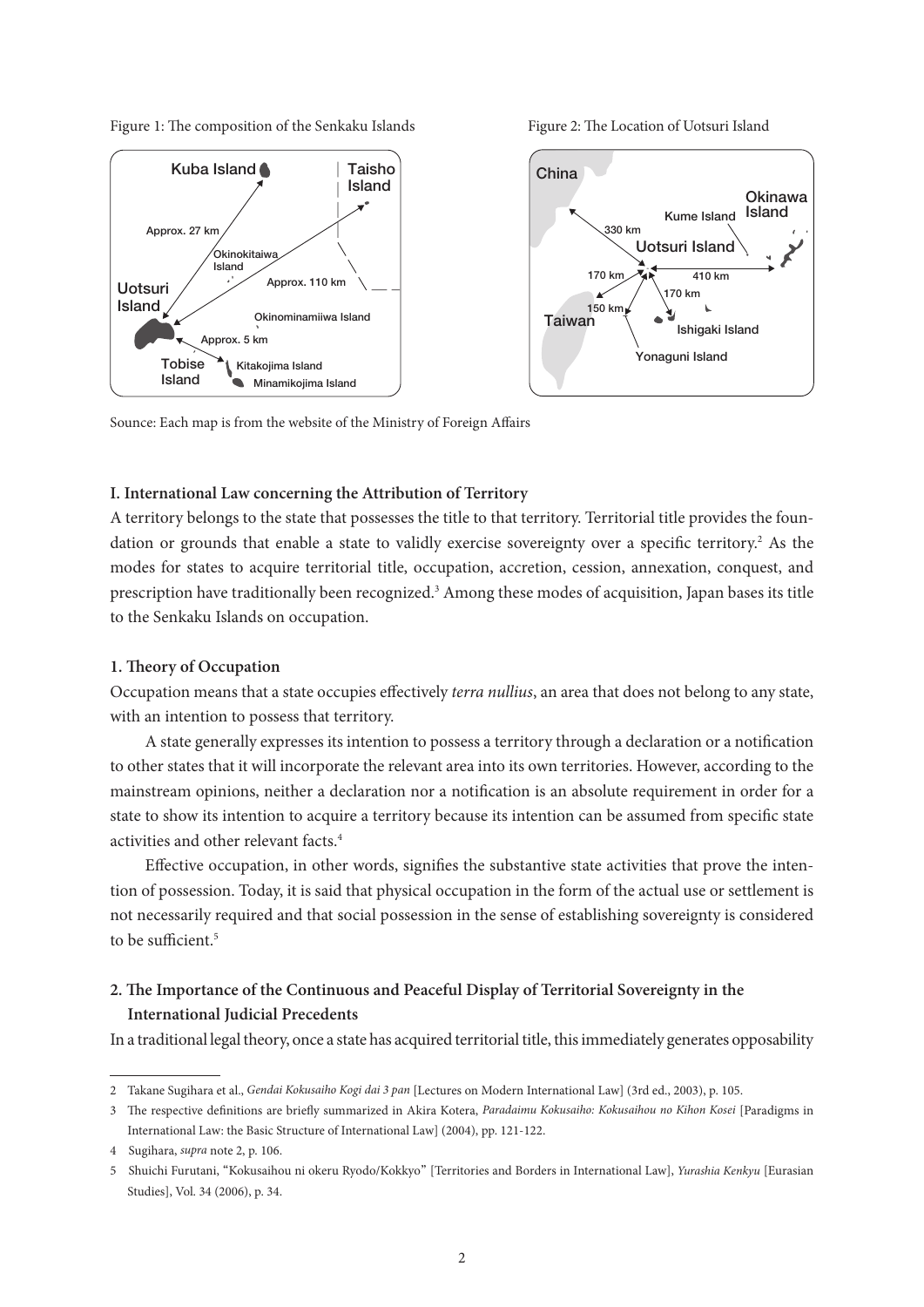Figure 1: The composition of the Senkaku Islands

Figure 2: The Location of Uotsuri Island

Sounce: Each map is from the website of the Ministry of Foreign Affairs

### I. International Law concerning the Attribution of Territory

A territory belongs to the state that possesses the title to that territory. Territorial title provides the foundation or grounds that enable a state to validly exercise sovereignty over a specific territory.[2] As the modes for states to acquire territorial title, occupation, accretion, cession, annexation, conquest, and prescription have traditionally been recognized.[3] Among these modes of acquisition, Japan bases its title to the Senkaku Islands on occupation.

#### 1. Theory of Occupation

Occupation means that a state occupies effectively *terra nullius*, an area that does not belong to any state, with an intention to possess that territory.

A state generally expresses its intention to possess a territory through a declaration or a notification to other states that it will incorporate the relevant area into its own territories. However, according to the mainstream opinions, neither a declaration nor a notification is an absolute requirement in order for a state to show its intention to acquire a territory because its intention can be assumed from specific state activities and other relevant facts.[4]

Effective occupation, in other words, signifies the substantive state activities that prove the intention of possession. Today, it is said that physical occupation in the form of the actual use or settlement is not necessarily required and that social possession in the sense of establishing sovereignty is considered to be sufficient.[5]

#### 2. The Importance of the Continuous and Peaceful Display of Territorial Sovereignty in the International Judicial Precedents

In a traditional legal theory, once a state has acquired territorial title, this immediately generates opposability

---

2 Takane Sugihara et al., *Gendai Kokusaiho Kogi dai 3 pan* [Lectures on Modern International Law] (3rd ed., 2003), p. 105.

3 The respective definitions are briefly summarized in Akira Kotera, *Paradaimu Kokusaiho: Kokusaihou no Kihon Kosei* [Paradigms in International Law: the Basic Structure of International Law] (2004), pp. 121-122.

4 Sugihara, *supra* note 2, p. 106.

5 Shuichi Furutani, "Kokusaihou ni okeru Ryodo/Kokkyo" [Territories and Borders in International Law], *Yurashia Kenkyu* [Eurasian Studies], Vol. 34 (2006), p. 34.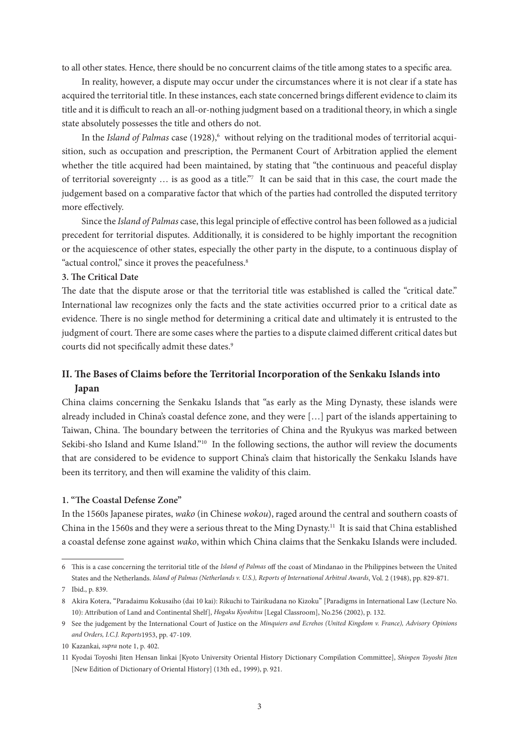to all other states. Hence, there should be no concurrent claims of the title among states to a specific area.

In reality, however, a dispute may occur under the circumstances where it is not clear if a state has acquired the territorial title. In these instances, each state concerned brings different evidence to claim its title and it is difficult to reach an all-or-nothing judgment based on a traditional theory, in which a single state absolutely possesses the title and others do not.

In the *Island of Palmas* case (1928),[6] without relying on the traditional modes of territorial acquisition, such as occupation and prescription, the Permanent Court of Arbitration applied the element whether the title acquired had been maintained, by stating that "the continuous and peaceful display of territorial sovereignty … is as good as a title."[7] It can be said that in this case, the court made the judgement based on a comparative factor that which of the parties had controlled the disputed territory more effectively.

Since the *Island of Palmas* case, this legal principle of effective control has been followed as a judicial precedent for territorial disputes. Additionally, it is considered to be highly important the recognition or the acquiescence of other states, especially the other party in the dispute, to a continuous display of "actual control," since it proves the peacefulness.[8]

### 3. The Critical Date

The date that the dispute arose or that the territorial title was established is called the "critical date." International law recognizes only the facts and the state activities occurred prior to a critical date as evidence. There is no single method for determining a critical date and ultimately it is entrusted to the judgment of court. There are some cases where the parties to a dispute claimed different critical dates but courts did not specifically admit these dates.[9]

## II. The Bases of Claims before the Territorial Incorporation of the Senkaku Islands into Japan

China claims concerning the Senkaku Islands that "as early as the Ming Dynasty, these islands were already included in China's coastal defence zone, and they were […] part of the islands appertaining to Taiwan, China. The boundary between the territories of China and the Ryukyus was marked between Sekibi-sho Island and Kume Island."[10] In the following sections, the author will review the documents that are considered to be evidence to support China's claim that historically the Senkaku Islands have been its territory, and then will examine the validity of this claim.

### 1. "The Coastal Defense Zone"

In the 1560s Japanese pirates, *wako* (in Chinese *wokou*), raged around the central and southern coasts of China in the 1560s and they were a serious threat to the Ming Dynasty.[11] It is said that China established a coastal defense zone against *wako*, within which China claims that the Senkaku Islands were included.

---

6 This is a case concerning the territorial title of the *Island of Palmas* off the coast of Mindanao in the Philippines between the United States and the Netherlands. *Island of Palmas (Netherlands v. U.S.), Reports of International Arbitral Awards*, Vol. 2 (1948), pp. 829-871.

7 Ibid., p. 839.

8 Akira Kotera, "Paradaimu Kokusaiho (dai 10 kai): Rikuchi to Tairikudana no Kizoku" [Paradigms in International Law (Lecture No. 10): Attribution of Land and Continental Shelf], *Hogaku Kyoshitsu* [Legal Classroom], No.256 (2002), p. 132.

9 See the judgement by the International Court of Justice on the *Minquiers and Ecrehos (United Kingdom v. France), Advisory Opinions and Orders, I.C.J. Reports* 1953, pp. 47-109.

10 Kazankai, *supra* note 1, p. 402.

11 Kyodai Toyoshi Jiten Hensan Iinkai [Kyoto University Oriental History Dictionary Compilation Committee], *Shinpen Toyoshi Jiten* [New Edition of Dictionary of Oriental History] (13th ed., 1999), p. 921.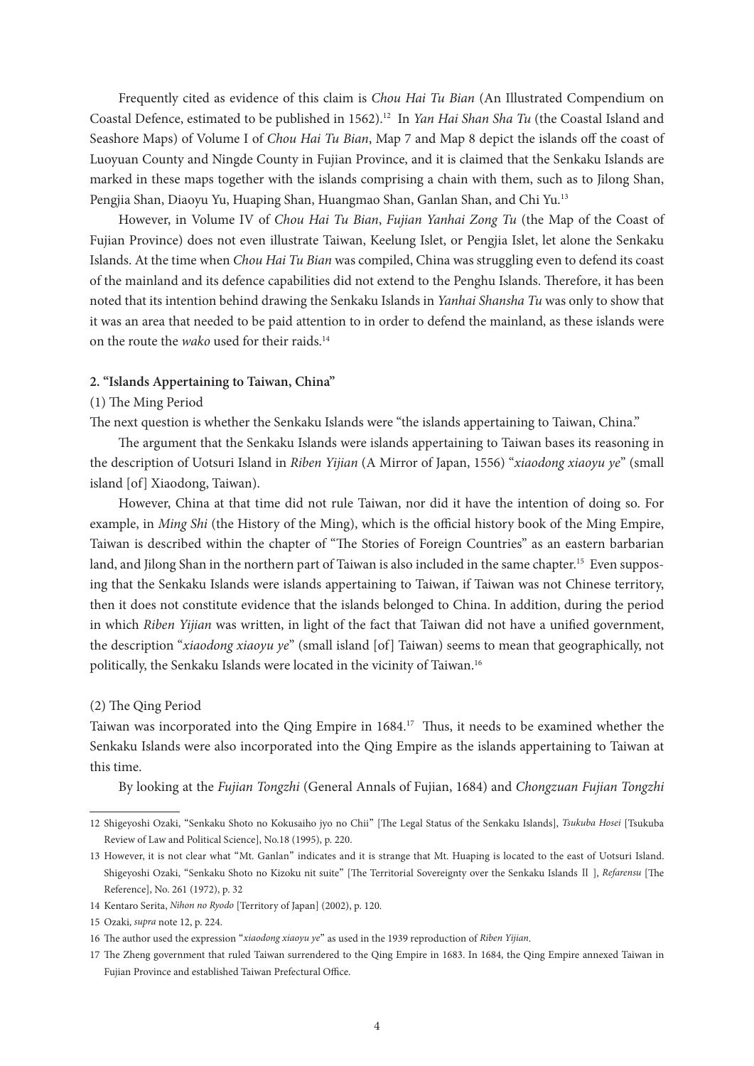Frequently cited as evidence of this claim is *Chou Hai Tu Bian* (An Illustrated Compendium on Coastal Defence, estimated to be published in 1562).[12] In *Yan Hai Shan Sha Tu* (the Coastal Island and Seashore Maps) of Volume I of *Chou Hai Tu Bian*, Map 7 and Map 8 depict the islands off the coast of Luoyuan County and Ningde County in Fujian Province, and it is claimed that the Senkaku Islands are marked in these maps together with the islands comprising a chain with them, such as to Jilong Shan, Pengjia Shan, Diaoyu Yu, Huaping Shan, Huangmao Shan, Ganlan Shan, and Chi Yu.[13]

However, in Volume IV of *Chou Hai Tu Bian*, *Fujian Yanhai Zong Tu* (the Map of the Coast of Fujian Province) does not even illustrate Taiwan, Keelung Islet, or Pengjia Islet, let alone the Senkaku Islands. At the time when *Chou Hai Tu Bian* was compiled, China was struggling even to defend its coast of the mainland and its defence capabilities did not extend to the Penghu Islands. Therefore, it has been noted that its intention behind drawing the Senkaku Islands in *Yanhai Shansha Tu* was only to show that it was an area that needed to be paid attention to in order to defend the mainland, as these islands were on the route the *wako* used for their raids.[14]

**2. "Islands Appertaining to Taiwan, China"**

(1) The Ming Period

The next question is whether the Senkaku Islands were "the islands appertaining to Taiwan, China."

The argument that the Senkaku Islands were islands appertaining to Taiwan bases its reasoning in the description of Uotsuri Island in *Riben Yijian* (A Mirror of Japan, 1556) "*xiaodong xiaoyu ye*" (small island [of] Xiaodong, Taiwan).

However, China at that time did not rule Taiwan, nor did it have the intention of doing so. For example, in *Ming Shi* (the History of the Ming), which is the official history book of the Ming Empire, Taiwan is described within the chapter of "The Stories of Foreign Countries" as an eastern barbarian land, and Jilong Shan in the northern part of Taiwan is also included in the same chapter.[15] Even supposing that the Senkaku Islands were islands appertaining to Taiwan, if Taiwan was not Chinese territory, then it does not constitute evidence that the islands belonged to China. In addition, during the period in which *Riben Yijian* was written, in light of the fact that Taiwan did not have a unified government, the description "*xiaodong xiaoyu ye*" (small island [of] Taiwan) seems to mean that geographically, not politically, the Senkaku Islands were located in the vicinity of Taiwan.[16]

(2) The Qing Period

Taiwan was incorporated into the Qing Empire in 1684.[17] Thus, it needs to be examined whether the Senkaku Islands were also incorporated into the Qing Empire as the islands appertaining to Taiwan at this time.

By looking at the *Fujian Tongzhi* (General Annals of Fujian, 1684) and *Chongzuan Fujian Tongzhi*

---

12 Shigeyoshi Ozaki, "Senkaku Shoto no Kokusaiho jyo no Chii" [The Legal Status of the Senkaku Islands], *Tsukuba Hosei* [Tsukuba Review of Law and Political Science], No.18 (1995), p. 220.

13 However, it is not clear what "Mt. Ganlan" indicates and it is strange that Mt. Huaping is located to the east of Uotsuri Island. Shigeyoshi Ozaki, "Senkaku Shoto no Kizoku nit suite" [The Territorial Sovereignty over the Senkaku Islands II ], *Refarensu* [The Reference], No. 261 (1972), p. 32

14 Kentaro Serita, *Nihon no Ryodo* [Territory of Japan] (2002), p. 120.

15 Ozaki, *supra* note 12, p. 224.

16 The author used the expression "*xiaodong xiaoyu ye*" as used in the 1939 reproduction of *Riben Yijian*.

17 The Zheng government that ruled Taiwan surrendered to the Qing Empire in 1683. In 1684, the Qing Empire annexed Taiwan in Fujian Province and established Taiwan Prefectural Office.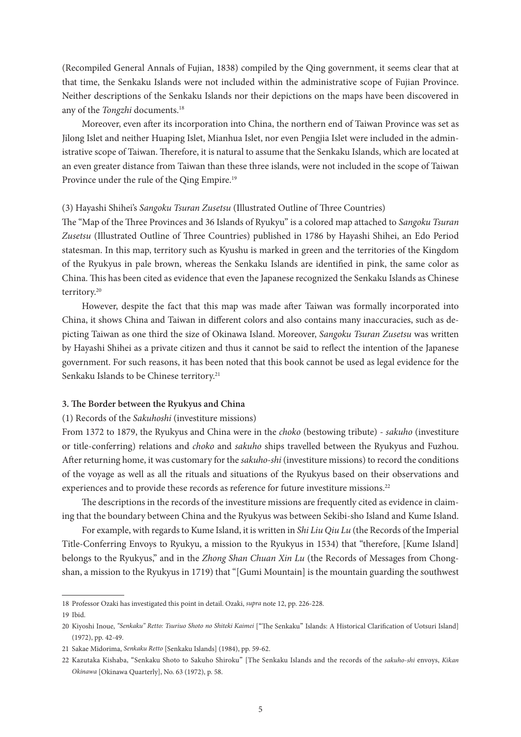(Recompiled General Annals of Fujian, 1838) compiled by the Qing government, it seems clear that at that time, the Senkaku Islands were not included within the administrative scope of Fujian Province. Neither descriptions of the Senkaku Islands nor their depictions on the maps have been discovered in any of the *Tongzhi* documents.[18]

Moreover, even after its incorporation into China, the northern end of Taiwan Province was set as Jilong Islet and neither Huaping Islet, Mianhua Islet, nor even Pengjia Islet were included in the administrative scope of Taiwan. Therefore, it is natural to assume that the Senkaku Islands, which are located at an even greater distance from Taiwan than these three islands, were not included in the scope of Taiwan Province under the rule of the Qing Empire.[19]

(3) Hayashi Shihei's *Sangoku Tsuran Zusetsu* (Illustrated Outline of Three Countries)

The "Map of the Three Provinces and 36 Islands of Ryukyu" is a colored map attached to *Sangoku Tsuran Zusetsu* (Illustrated Outline of Three Countries) published in 1786 by Hayashi Shihei, an Edo Period statesman. In this map, territory such as Kyushu is marked in green and the territories of the Kingdom of the Ryukyus in pale brown, whereas the Senkaku Islands are identified in pink, the same color as China. This has been cited as evidence that even the Japanese recognized the Senkaku Islands as Chinese territory.[20]

However, despite the fact that this map was made after Taiwan was formally incorporated into China, it shows China and Taiwan in different colors and also contains many inaccuracies, such as depicting Taiwan as one third the size of Okinawa Island. Moreover, *Sangoku Tsuran Zusetsu* was written by Hayashi Shihei as a private citizen and thus it cannot be said to reflect the intention of the Japanese government. For such reasons, it has been noted that this book cannot be used as legal evidence for the Senkaku Islands to be Chinese territory.[21]

**3. The Border between the Ryukyus and China**

(1) Records of the *Sakuhoshi* (investiture missions)

From 1372 to 1879, the Ryukyus and China were in the *choko* (bestowing tribute) - *sakuho* (investiture or title-conferring) relations and *choko* and *sakuho* ships travelled between the Ryukyus and Fuzhou. After returning home, it was customary for the *sakuho-shi* (investiture missions) to record the conditions of the voyage as well as all the rituals and situations of the Ryukyus based on their observations and experiences and to provide these records as reference for future investiture missions.[22]

The descriptions in the records of the investiture missions are frequently cited as evidence in claiming that the boundary between China and the Ryukyus was between Sekibi-sho Island and Kume Island.

For example, with regards to Kume Island, it is written in *Shi Liu Qiu Lu* (the Records of the Imperial Title-Conferring Envoys to Ryukyu, a mission to the Ryukyus in 1534) that "therefore, [Kume Island] belongs to the Ryukyus," and in the *Zhong Shan Chuan Xin Lu* (the Records of Messages from Chongshan, a mission to the Ryukyus in 1719) that "[Gumi Mountain] is the mountain guarding the southwest

---

18 Professor Ozaki has investigated this point in detail. Ozaki, *supra* note 12, pp. 226-228.

19 Ibid.

20 Kiyoshi Inoue, *"Senkaku" Retto: Tsuriuo Shoto no Shiteki Kaimei* ["The Senkaku" Islands: A Historical Clarification of Uotsuri Island] (1972), pp. 42-49.

21 Sakae Midorima, *Senkaku Retto* [Senkaku Islands] (1984), pp. 59-62.

22 Kazutaka Kishaba, "Senkaku Shoto to Sakuho Shiroku" [The Senkaku Islands and the records of the *sakuho-shi* envoys, *Kikan Okinawa* [Okinawa Quarterly], No. 63 (1972), p. 58.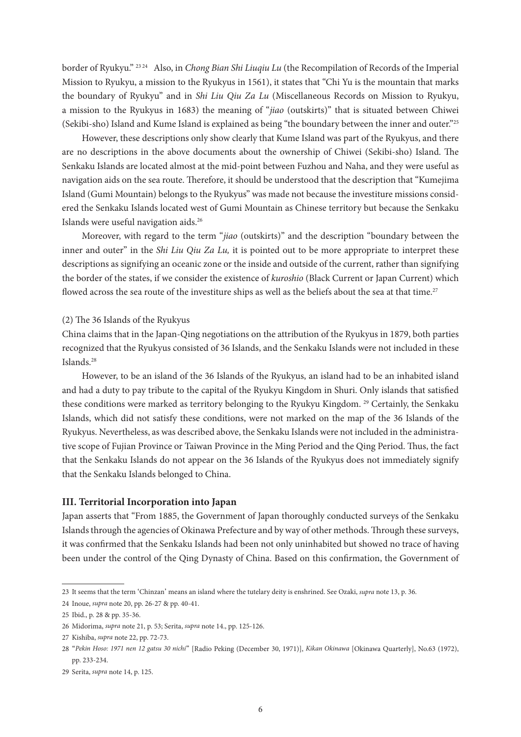border of Ryukyu."[23][24] Also, in *Chong Bian Shi Liuqiu Lu* (the Recompilation of Records of the Imperial Mission to Ryukyu, a mission to the Ryukyus in 1561), it states that "Chi Yu is the mountain that marks the boundary of Ryukyu" and in *Shi Liu Qiu Za Lu* (Miscellaneous Records on Mission to Ryukyu, a mission to the Ryukyus in 1683) the meaning of "*jiao* (outskirts)" that is situated between Chiwei (Sekibi-sho) Island and Kume Island is explained as being "the boundary between the inner and outer."[25]

However, these descriptions only show clearly that Kume Island was part of the Ryukyus, and there are no descriptions in the above documents about the ownership of Chiwei (Sekibi-sho) Island. The Senkaku Islands are located almost at the mid-point between Fuzhou and Naha, and they were useful as navigation aids on the sea route. Therefore, it should be understood that the description that "Kumejima Island (Gumi Mountain) belongs to the Ryukyus" was made not because the investiture missions considered the Senkaku Islands located west of Gumi Mountain as Chinese territory but because the Senkaku Islands were useful navigation aids.[26]

Moreover, with regard to the term "*jiao* (outskirts)" and the description "boundary between the inner and outer" in the *Shi Liu Qiu Za Lu,* it is pointed out to be more appropriate to interpret these descriptions as signifying an oceanic zone or the inside and outside of the current, rather than signifying the border of the states, if we consider the existence of *kuroshio* (Black Current or Japan Current) which flowed across the sea route of the investiture ships as well as the beliefs about the sea at that time.[27]

(2) The 36 Islands of the Ryukyus

China claims that in the Japan-Qing negotiations on the attribution of the Ryukyus in 1879, both parties recognized that the Ryukyus consisted of 36 Islands, and the Senkaku Islands were not included in these Islands.[28]

However, to be an island of the 36 Islands of the Ryukyus, an island had to be an inhabited island and had a duty to pay tribute to the capital of the Ryukyu Kingdom in Shuri. Only islands that satisfied these conditions were marked as territory belonging to the Ryukyu Kingdom.[29] Certainly, the Senkaku Islands, which did not satisfy these conditions, were not marked on the map of the 36 Islands of the Ryukyus. Nevertheless, as was described above, the Senkaku Islands were not included in the administrative scope of Fujian Province or Taiwan Province in the Ming Period and the Qing Period. Thus, the fact that the Senkaku Islands do not appear on the 36 Islands of the Ryukyus does not immediately signify that the Senkaku Islands belonged to China.

## III. Territorial Incorporation into Japan

Japan asserts that "From 1885, the Government of Japan thoroughly conducted surveys of the Senkaku Islands through the agencies of Okinawa Prefecture and by way of other methods. Through these surveys, it was confirmed that the Senkaku Islands had been not only uninhabited but showed no trace of having been under the control of the Qing Dynasty of China. Based on this confirmation, the Government of

---

23 It seems that the term 'Chinzan' means an island where the tutelary deity is enshrined. See Ozaki, *supra* note 13, p. 36.

24 Inoue, *supra* note 20, pp. 26-27 & pp. 40-41.

25 Ibid., p. 28 & pp. 35-36.

26 Midorima, *supra* note 21, p. 53; Serita, *supra* note 14., pp. 125-126.

27 Kishiba, *supra* note 22, pp. 72-73.

28 "*Pekin Hoso: 1971 nen 12 gatsu 30 nichi*" [Radio Peking (December 30, 1971)], *Kikan Okinawa* [Okinawa Quarterly], No.63 (1972), pp. 233-234.

29 Serita, *supra* note 14, p. 125.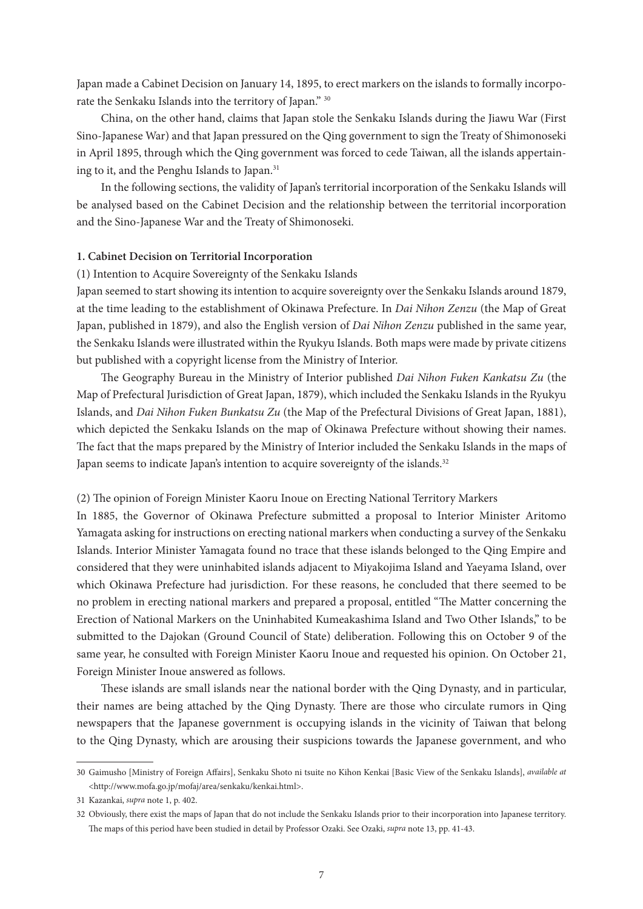Japan made a Cabinet Decision on January 14, 1895, to erect markers on the islands to formally incorporate the Senkaku Islands into the territory of Japan." [30]

China, on the other hand, claims that Japan stole the Senkaku Islands during the Jiawu War (First Sino-Japanese War) and that Japan pressured on the Qing government to sign the Treaty of Shimonoseki in April 1895, through which the Qing government was forced to cede Taiwan, all the islands appertaining to it, and the Penghu Islands to Japan.[31]

In the following sections, the validity of Japan's territorial incorporation of the Senkaku Islands will be analysed based on the Cabinet Decision and the relationship between the territorial incorporation and the Sino-Japanese War and the Treaty of Shimonoseki.

**1. Cabinet Decision on Territorial Incorporation**

(1) Intention to Acquire Sovereignty of the Senkaku Islands

Japan seemed to start showing its intention to acquire sovereignty over the Senkaku Islands around 1879, at the time leading to the establishment of Okinawa Prefecture. In *Dai Nihon Zenzu* (the Map of Great Japan, published in 1879), and also the English version of *Dai Nihon Zenzu* published in the same year, the Senkaku Islands were illustrated within the Ryukyu Islands. Both maps were made by private citizens but published with a copyright license from the Ministry of Interior.

The Geography Bureau in the Ministry of Interior published *Dai Nihon Fuken Kankatsu Zu* (the Map of Prefectural Jurisdiction of Great Japan, 1879), which included the Senkaku Islands in the Ryukyu Islands, and *Dai Nihon Fuken Bunkatsu Zu* (the Map of the Prefectural Divisions of Great Japan, 1881), which depicted the Senkaku Islands on the map of Okinawa Prefecture without showing their names. The fact that the maps prepared by the Ministry of Interior included the Senkaku Islands in the maps of Japan seems to indicate Japan's intention to acquire sovereignty of the islands.[32]

(2) The opinion of Foreign Minister Kaoru Inoue on Erecting National Territory Markers

In 1885, the Governor of Okinawa Prefecture submitted a proposal to Interior Minister Aritomo Yamagata asking for instructions on erecting national markers when conducting a survey of the Senkaku Islands. Interior Minister Yamagata found no trace that these islands belonged to the Qing Empire and considered that they were uninhabited islands adjacent to Miyakojima Island and Yaeyama Island, over which Okinawa Prefecture had jurisdiction. For these reasons, he concluded that there seemed to be no problem in erecting national markers and prepared a proposal, entitled "The Matter concerning the Erection of National Markers on the Uninhabited Kumeakashima Island and Two Other Islands," to be submitted to the Dajokan (Ground Council of State) deliberation. Following this on October 9 of the same year, he consulted with Foreign Minister Kaoru Inoue and requested his opinion. On October 21, Foreign Minister Inoue answered as follows.

These islands are small islands near the national border with the Qing Dynasty, and in particular, their names are being attached by the Qing Dynasty. There are those who circulate rumors in Qing newspapers that the Japanese government is occupying islands in the vicinity of Taiwan that belong to the Qing Dynasty, which are arousing their suspicions towards the Japanese government, and who

---

30 Gaimusho [Ministry of Foreign Affairs], Senkaku Shoto ni tsuite no Kihon Kenkai [Basic View of the Senkaku Islands], *available at* <http://www.mofa.go.jp/mofaj/area/senkaku/kenkai.html>.

31 Kazankai, *supra* note 1, p. 402.

32 Obviously, there exist the maps of Japan that do not include the Senkaku Islands prior to their incorporation into Japanese territory. The maps of this period have been studied in detail by Professor Ozaki. See Ozaki, *supra* note 13, pp. 41-43.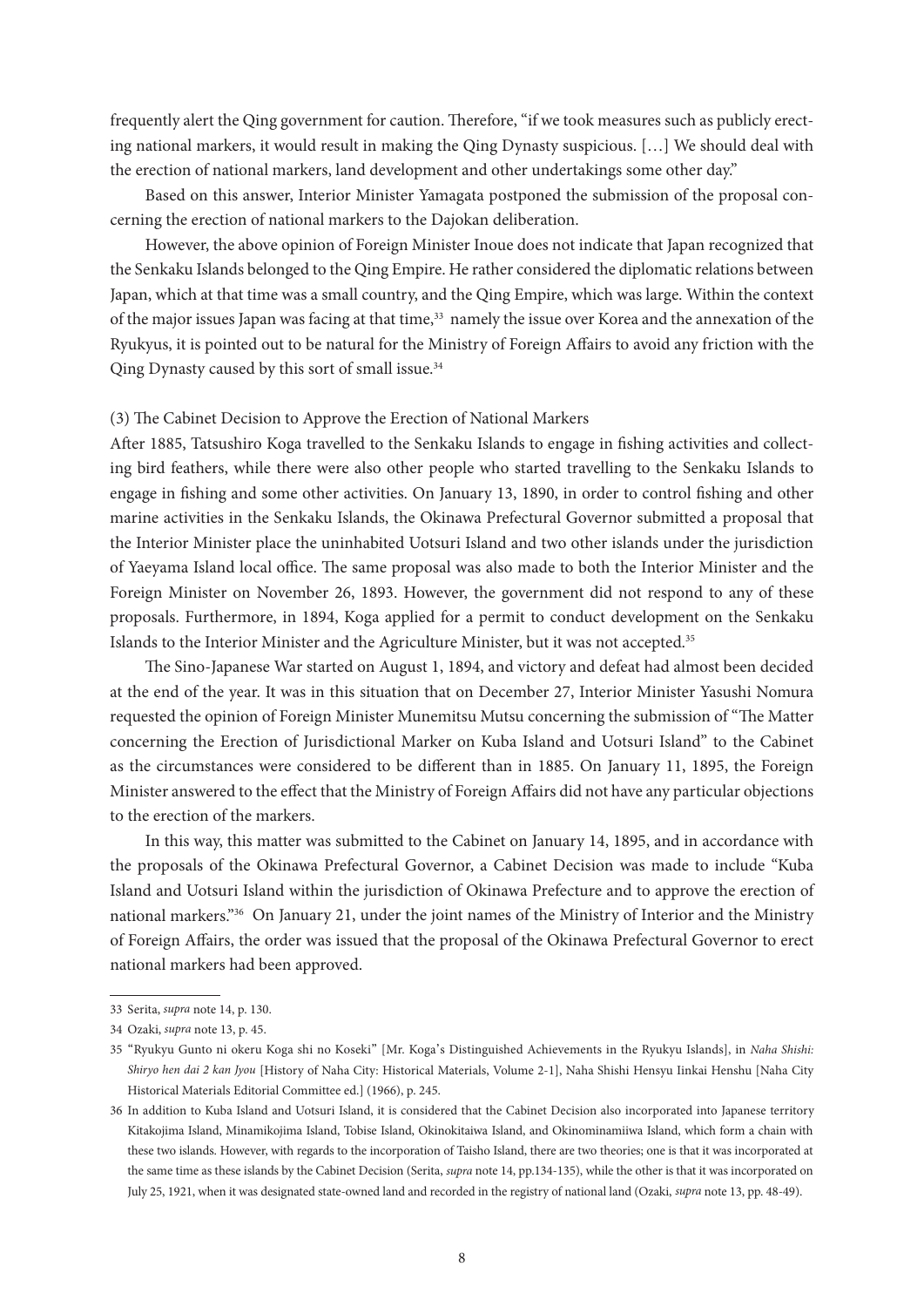frequently alert the Qing government for caution. Therefore, "if we took measures such as publicly erecting national markers, it would result in making the Qing Dynasty suspicious. […] We should deal with the erection of national markers, land development and other undertakings some other day."

Based on this answer, Interior Minister Yamagata postponed the submission of the proposal concerning the erection of national markers to the Dajokan deliberation.

However, the above opinion of Foreign Minister Inoue does not indicate that Japan recognized that the Senkaku Islands belonged to the Qing Empire. He rather considered the diplomatic relations between Japan, which at that time was a small country, and the Qing Empire, which was large. Within the context of the major issues Japan was facing at that time,[33] namely the issue over Korea and the annexation of the Ryukyus, it is pointed out to be natural for the Ministry of Foreign Affairs to avoid any friction with the Qing Dynasty caused by this sort of small issue.[34]

### (3) The Cabinet Decision to Approve the Erection of National Markers

After 1885, Tatsushiro Koga travelled to the Senkaku Islands to engage in fishing activities and collecting bird feathers, while there were also other people who started travelling to the Senkaku Islands to engage in fishing and some other activities. On January 13, 1890, in order to control fishing and other marine activities in the Senkaku Islands, the Okinawa Prefectural Governor submitted a proposal that the Interior Minister place the uninhabited Uotsuri Island and two other islands under the jurisdiction of Yaeyama Island local office. The same proposal was also made to both the Interior Minister and the Foreign Minister on November 26, 1893. However, the government did not respond to any of these proposals. Furthermore, in 1894, Koga applied for a permit to conduct development on the Senkaku Islands to the Interior Minister and the Agriculture Minister, but it was not accepted.[35]

The Sino-Japanese War started on August 1, 1894, and victory and defeat had almost been decided at the end of the year. It was in this situation that on December 27, Interior Minister Yasushi Nomura requested the opinion of Foreign Minister Munemitsu Mutsu concerning the submission of "The Matter concerning the Erection of Jurisdictional Marker on Kuba Island and Uotsuri Island" to the Cabinet as the circumstances were considered to be different than in 1885. On January 11, 1895, the Foreign Minister answered to the effect that the Ministry of Foreign Affairs did not have any particular objections to the erection of the markers.

In this way, this matter was submitted to the Cabinet on January 14, 1895, and in accordance with the proposals of the Okinawa Prefectural Governor, a Cabinet Decision was made to include "Kuba Island and Uotsuri Island within the jurisdiction of Okinawa Prefecture and to approve the erection of national markers."[36] On January 21, under the joint names of the Ministry of Interior and the Ministry of Foreign Affairs, the order was issued that the proposal of the Okinawa Prefectural Governor to erect national markers had been approved.

---

33 Serita, *supra* note 14, p. 130.

34 Ozaki, *supra* note 13, p. 45.

35 "Ryukyu Gunto ni okeru Koga shi no Koseki" [Mr. Koga's Distinguished Achievements in the Ryukyu Islands], in *Naha Shishi: Shiryo hen dai 2 kan Jyou* [History of Naha City: Historical Materials, Volume 2-1], Naha Shishi Hensyu Iinkai Henshu [Naha City Historical Materials Editorial Committee ed.] (1966), p. 245.

36 In addition to Kuba Island and Uotsuri Island, it is considered that the Cabinet Decision also incorporated into Japanese territory Kitakojima Island, Minamikojima Island, Tobise Island, Okinokitaiwa Island, and Okinominamiiwa Island, which form a chain with these two islands. However, with regards to the incorporation of Taisho Island, there are two theories; one is that it was incorporated at the same time as these islands by the Cabinet Decision (Serita, *supra* note 14, pp.134-135), while the other is that it was incorporated on July 25, 1921, when it was designated state-owned land and recorded in the registry of national land (Ozaki, *supra* note 13, pp. 48-49).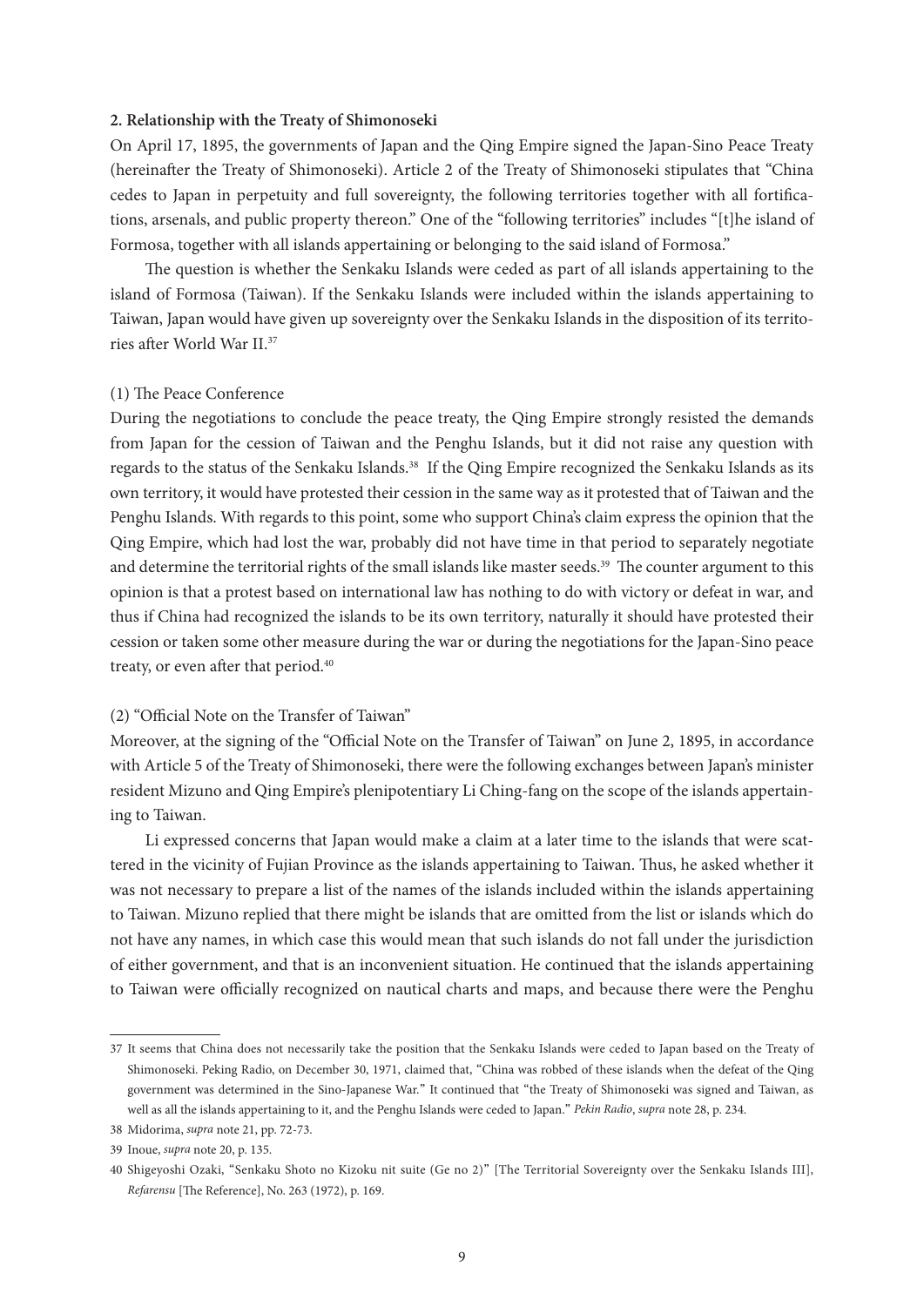### 2. Relationship with the Treaty of Shimonoseki

On April 17, 1895, the governments of Japan and the Qing Empire signed the Japan-Sino Peace Treaty (hereinafter the Treaty of Shimonoseki). Article 2 of the Treaty of Shimonoseki stipulates that "China cedes to Japan in perpetuity and full sovereignty, the following territories together with all fortifications, arsenals, and public property thereon." One of the "following territories" includes "[t]he island of Formosa, together with all islands appertaining or belonging to the said island of Formosa."

The question is whether the Senkaku Islands were ceded as part of all islands appertaining to the island of Formosa (Taiwan). If the Senkaku Islands were included within the islands appertaining to Taiwan, Japan would have given up sovereignty over the Senkaku Islands in the disposition of its territories after World War II.[37]

#### (1) The Peace Conference

During the negotiations to conclude the peace treaty, the Qing Empire strongly resisted the demands from Japan for the cession of Taiwan and the Penghu Islands, but it did not raise any question with regards to the status of the Senkaku Islands.[38] If the Qing Empire recognized the Senkaku Islands as its own territory, it would have protested their cession in the same way as it protested that of Taiwan and the Penghu Islands. With regards to this point, some who support China's claim express the opinion that the Qing Empire, which had lost the war, probably did not have time in that period to separately negotiate and determine the territorial rights of the small islands like master seeds.[39] The counter argument to this opinion is that a protest based on international law has nothing to do with victory or defeat in war, and thus if China had recognized the islands to be its own territory, naturally it should have protested their cession or taken some other measure during the war or during the negotiations for the Japan-Sino peace treaty, or even after that period.[40]

#### (2) "Official Note on the Transfer of Taiwan"

Moreover, at the signing of the "Official Note on the Transfer of Taiwan" on June 2, 1895, in accordance with Article 5 of the Treaty of Shimonoseki, there were the following exchanges between Japan's minister resident Mizuno and Qing Empire's plenipotentiary Li Ching-fang on the scope of the islands appertaining to Taiwan.

Li expressed concerns that Japan would make a claim at a later time to the islands that were scattered in the vicinity of Fujian Province as the islands appertaining to Taiwan. Thus, he asked whether it was not necessary to prepare a list of the names of the islands included within the islands appertaining to Taiwan. Mizuno replied that there might be islands that are omitted from the list or islands which do not have any names, in which case this would mean that such islands do not fall under the jurisdiction of either government, and that is an inconvenient situation. He continued that the islands appertaining to Taiwan were officially recognized on nautical charts and maps, and because there were the Penghu

---

37 It seems that China does not necessarily take the position that the Senkaku Islands were ceded to Japan based on the Treaty of Shimonoseki. Peking Radio, on December 30, 1971, claimed that, "China was robbed of these islands when the defeat of the Qing government was determined in the Sino-Japanese War." It continued that "the Treaty of Shimonoseki was signed and Taiwan, as well as all the islands appertaining to it, and the Penghu Islands were ceded to Japan." *Pekin Radio*, *supra* note 28, p. 234.

38 Midorima, *supra* note 21, pp. 72-73.

39 Inoue, *supra* note 20, p. 135.

40 Shigeyoshi Ozaki, "Senkaku Shoto no Kizoku nit suite (Ge no 2)" [The Territorial Sovereignty over the Senkaku Islands III], *Refarensu* [The Reference], No. 263 (1972), p. 169.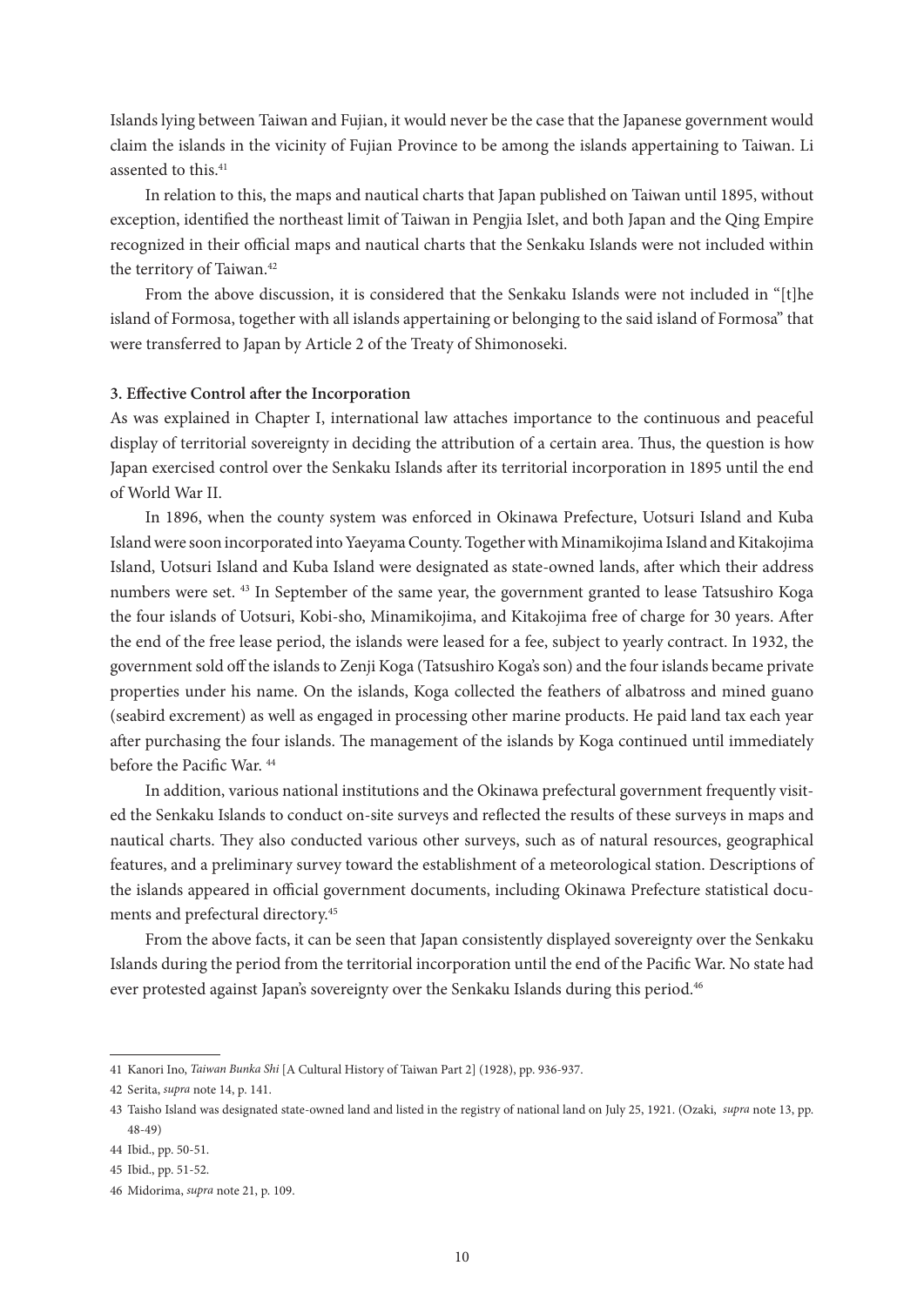Islands lying between Taiwan and Fujian, it would never be the case that the Japanese government would claim the islands in the vicinity of Fujian Province to be among the islands appertaining to Taiwan. Li assented to this.[41]

In relation to this, the maps and nautical charts that Japan published on Taiwan until 1895, without exception, identified the northeast limit of Taiwan in Pengjia Islet, and both Japan and the Qing Empire recognized in their official maps and nautical charts that the Senkaku Islands were not included within the territory of Taiwan.[42]

From the above discussion, it is considered that the Senkaku Islands were not included in "[t]he island of Formosa, together with all islands appertaining or belonging to the said island of Formosa" that were transferred to Japan by Article 2 of the Treaty of Shimonoseki.

**3. Effective Control after the Incorporation**

As was explained in Chapter I, international law attaches importance to the continuous and peaceful display of territorial sovereignty in deciding the attribution of a certain area. Thus, the question is how Japan exercised control over the Senkaku Islands after its territorial incorporation in 1895 until the end of World War II.

In 1896, when the county system was enforced in Okinawa Prefecture, Uotsuri Island and Kuba Island were soon incorporated into Yaeyama County. Together with Minamikojima Island and Kitakojima Island, Uotsuri Island and Kuba Island were designated as state-owned lands, after which their address numbers were set. [43] In September of the same year, the government granted to lease Tatsushiro Koga the four islands of Uotsuri, Kobi-sho, Minamikojima, and Kitakojima free of charge for 30 years. After the end of the free lease period, the islands were leased for a fee, subject to yearly contract. In 1932, the government sold off the islands to Zenji Koga (Tatsushiro Koga's son) and the four islands became private properties under his name. On the islands, Koga collected the feathers of albatross and mined guano (seabird excrement) as well as engaged in processing other marine products. He paid land tax each year after purchasing the four islands. The management of the islands by Koga continued until immediately before the Pacific War. [44]

In addition, various national institutions and the Okinawa prefectural government frequently visited the Senkaku Islands to conduct on-site surveys and reflected the results of these surveys in maps and nautical charts. They also conducted various other surveys, such as of natural resources, geographical features, and a preliminary survey toward the establishment of a meteorological station. Descriptions of the islands appeared in official government documents, including Okinawa Prefecture statistical documents and prefectural directory.[45]

From the above facts, it can be seen that Japan consistently displayed sovereignty over the Senkaku Islands during the period from the territorial incorporation until the end of the Pacific War. No state had ever protested against Japan's sovereignty over the Senkaku Islands during this period.[46]

---

41 Kanori Ino, *Taiwan Bunka Shi* [A Cultural History of Taiwan Part 2] (1928), pp. 936-937.

42 Serita, *supra* note 14, p. 141.

43 Taisho Island was designated state-owned land and listed in the registry of national land on July 25, 1921. (Ozaki, *supra* note 13, pp. 48-49)

44 Ibid., pp. 50-51.

45 Ibid., pp. 51-52.

46 Midorima, *supra* note 21, p. 109.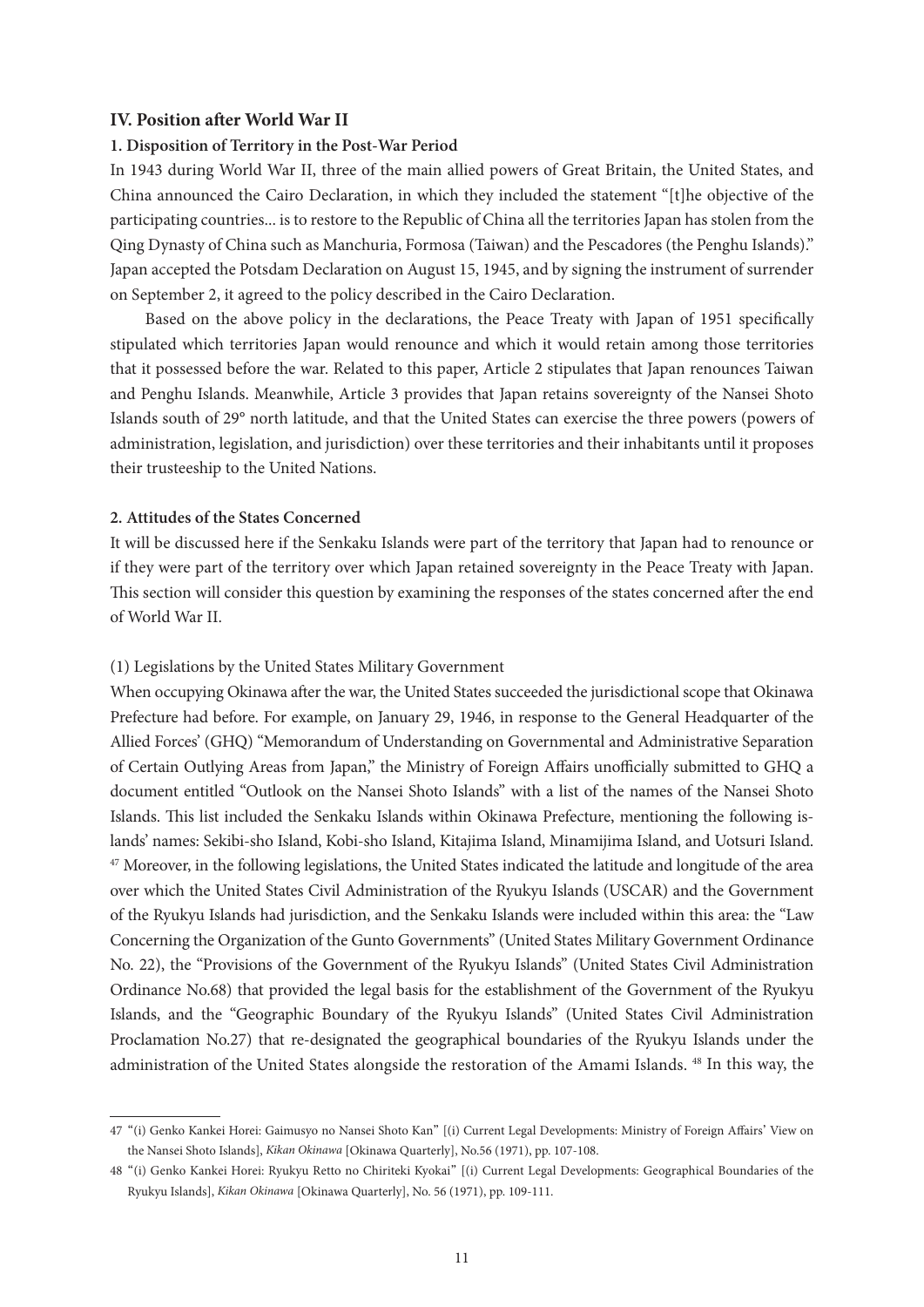## IV. Position after World War II

### 1. Disposition of Territory in the Post-War Period

In 1943 during World War II, three of the main allied powers of Great Britain, the United States, and China announced the Cairo Declaration, in which they included the statement "[t]he objective of the participating countries... is to restore to the Republic of China all the territories Japan has stolen from the Qing Dynasty of China such as Manchuria, Formosa (Taiwan) and the Pescadores (the Penghu Islands)." Japan accepted the Potsdam Declaration on August 15, 1945, and by signing the instrument of surrender on September 2, it agreed to the policy described in the Cairo Declaration.

Based on the above policy in the declarations, the Peace Treaty with Japan of 1951 specifically stipulated which territories Japan would renounce and which it would retain among those territories that it possessed before the war. Related to this paper, Article 2 stipulates that Japan renounces Taiwan and Penghu Islands. Meanwhile, Article 3 provides that Japan retains sovereignty of the Nansei Shoto Islands south of 29° north latitude, and that the United States can exercise the three powers (powers of administration, legislation, and jurisdiction) over these territories and their inhabitants until it proposes their trusteeship to the United Nations.

### 2. Attitudes of the States Concerned

It will be discussed here if the Senkaku Islands were part of the territory that Japan had to renounce or if they were part of the territory over which Japan retained sovereignty in the Peace Treaty with Japan. This section will consider this question by examining the responses of the states concerned after the end of World War II.

(1) Legislations by the United States Military Government

When occupying Okinawa after the war, the United States succeeded the jurisdictional scope that Okinawa Prefecture had before. For example, on January 29, 1946, in response to the General Headquarter of the Allied Forces' (GHQ) "Memorandum of Understanding on Governmental and Administrative Separation of Certain Outlying Areas from Japan," the Ministry of Foreign Affairs unofficially submitted to GHQ a document entitled "Outlook on the Nansei Shoto Islands" with a list of the names of the Nansei Shoto Islands. This list included the Senkaku Islands within Okinawa Prefecture, mentioning the following islands' names: Sekibi-sho Island, Kobi-sho Island, Kitajima Island, Minamijima Island, and Uotsuri Island. [47] Moreover, in the following legislations, the United States indicated the latitude and longitude of the area over which the United States Civil Administration of the Ryukyu Islands (USCAR) and the Government of the Ryukyu Islands had jurisdiction, and the Senkaku Islands were included within this area: the "Law Concerning the Organization of the Gunto Governments" (United States Military Government Ordinance No. 22), the "Provisions of the Government of the Ryukyu Islands" (United States Civil Administration Ordinance No.68) that provided the legal basis for the establishment of the Government of the Ryukyu Islands, and the "Geographic Boundary of the Ryukyu Islands" (United States Civil Administration Proclamation No.27) that re-designated the geographical boundaries of the Ryukyu Islands under the administration of the United States alongside the restoration of the Amami Islands. [48] In this way, the

---

47 "(i) Genko Kankei Horei: Gaimusyo no Nansei Shoto Kan" [(i) Current Legal Developments: Ministry of Foreign Affairs' View on the Nansei Shoto Islands], *Kikan Okinawa* [Okinawa Quarterly], No.56 (1971), pp. 107-108.

48 "(i) Genko Kankei Horei: Ryukyu Retto no Chiriteki Kyokai" [(i) Current Legal Developments: Geographical Boundaries of the Ryukyu Islands], *Kikan Okinawa* [Okinawa Quarterly], No. 56 (1971), pp. 109-111.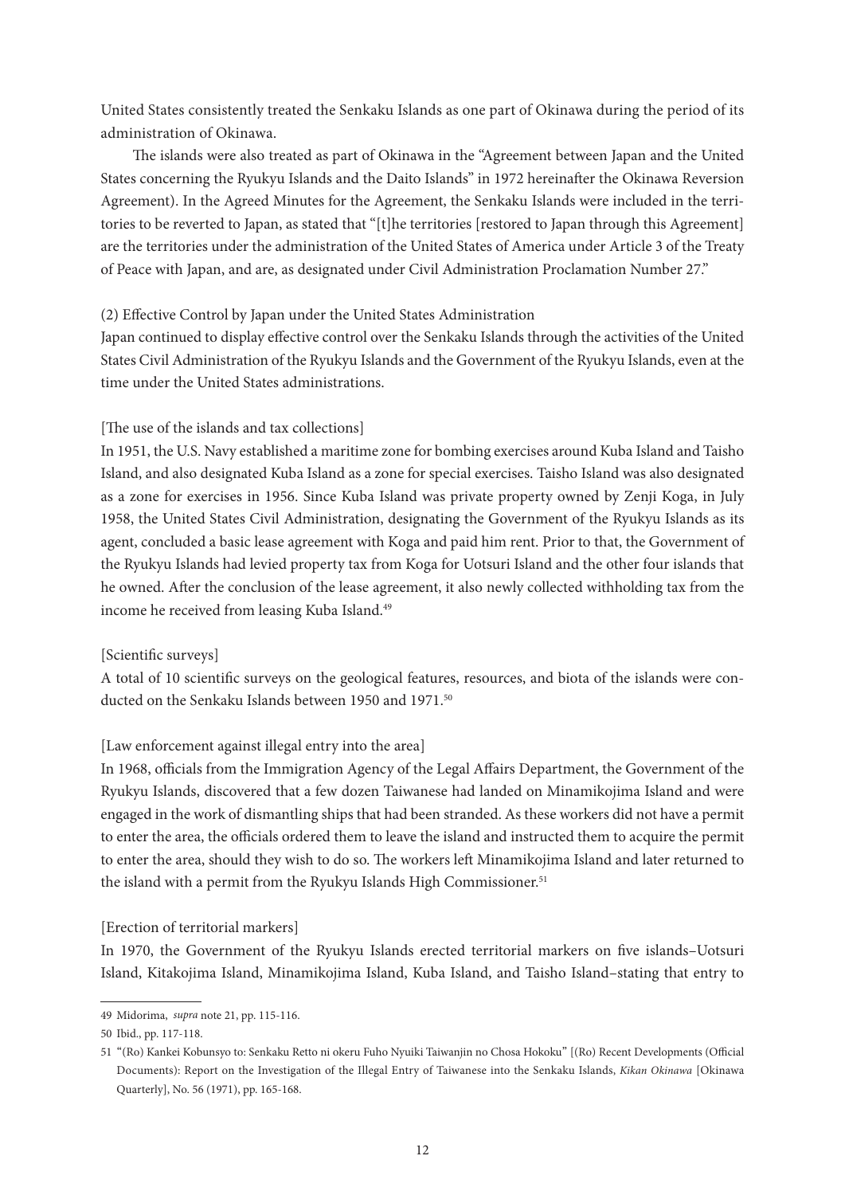United States consistently treated the Senkaku Islands as one part of Okinawa during the period of its administration of Okinawa.

The islands were also treated as part of Okinawa in the "Agreement between Japan and the United States concerning the Ryukyu Islands and the Daito Islands" in 1972 hereinafter the Okinawa Reversion Agreement). In the Agreed Minutes for the Agreement, the Senkaku Islands were included in the territories to be reverted to Japan, as stated that "[t]he territories [restored to Japan through this Agreement] are the territories under the administration of the United States of America under Article 3 of the Treaty of Peace with Japan, and are, as designated under Civil Administration Proclamation Number 27."

(2) Effective Control by Japan under the United States Administration

Japan continued to display effective control over the Senkaku Islands through the activities of the United States Civil Administration of the Ryukyu Islands and the Government of the Ryukyu Islands, even at the time under the United States administrations.

[The use of the islands and tax collections]

In 1951, the U.S. Navy established a maritime zone for bombing exercises around Kuba Island and Taisho Island, and also designated Kuba Island as a zone for special exercises. Taisho Island was also designated as a zone for exercises in 1956. Since Kuba Island was private property owned by Zenji Koga, in July 1958, the United States Civil Administration, designating the Government of the Ryukyu Islands as its agent, concluded a basic lease agreement with Koga and paid him rent. Prior to that, the Government of the Ryukyu Islands had levied property tax from Koga for Uotsuri Island and the other four islands that he owned. After the conclusion of the lease agreement, it also newly collected withholding tax from the income he received from leasing Kuba Island.[49]

[Scientific surveys]

A total of 10 scientific surveys on the geological features, resources, and biota of the islands were conducted on the Senkaku Islands between 1950 and 1971.[50]

[Law enforcement against illegal entry into the area]

In 1968, officials from the Immigration Agency of the Legal Affairs Department, the Government of the Ryukyu Islands, discovered that a few dozen Taiwanese had landed on Minamikojima Island and were engaged in the work of dismantling ships that had been stranded. As these workers did not have a permit to enter the area, the officials ordered them to leave the island and instructed them to acquire the permit to enter the area, should they wish to do so. The workers left Minamikojima Island and later returned to the island with a permit from the Ryukyu Islands High Commissioner.[51]

[Erection of territorial markers]

In 1970, the Government of the Ryukyu Islands erected territorial markers on five islands–Uotsuri Island, Kitakojima Island, Minamikojima Island, Kuba Island, and Taisho Island–stating that entry to

---

49 Midorima, *supra* note 21, pp. 115-116.

50 Ibid., pp. 117-118.

51 "(Ro) Kankei Kobunsyo to: Senkaku Retto ni okeru Fuho Nyuiki Taiwanjin no Chosa Hokoku" [(Ro) Recent Developments (Official Documents): Report on the Investigation of the Illegal Entry of Taiwanese into the Senkaku Islands, *Kikan Okinawa* [Okinawa Quarterly], No. 56 (1971), pp. 165-168.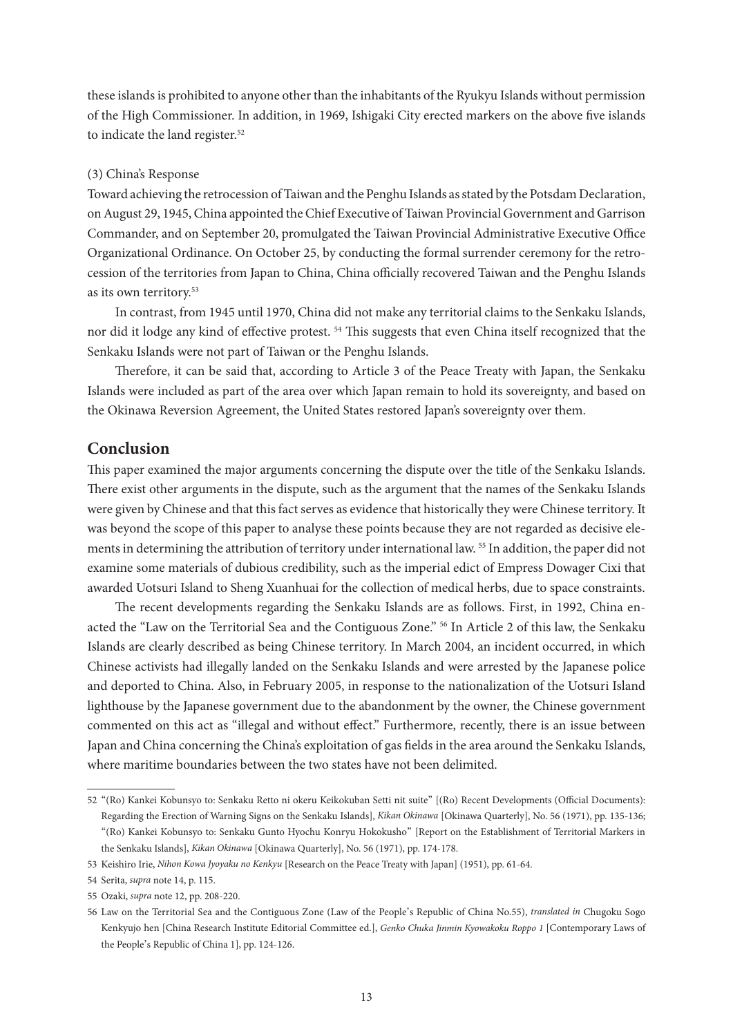these islands is prohibited to anyone other than the inhabitants of the Ryukyu Islands without permission of the High Commissioner. In addition, in 1969, Ishigaki City erected markers on the above five islands to indicate the land register.[52]

(3) China's Response

Toward achieving the retrocession of Taiwan and the Penghu Islands as stated by the Potsdam Declaration, on August 29, 1945, China appointed the Chief Executive of Taiwan Provincial Government and Garrison Commander, and on September 20, promulgated the Taiwan Provincial Administrative Executive Office Organizational Ordinance. On October 25, by conducting the formal surrender ceremony for the retrocession of the territories from Japan to China, China officially recovered Taiwan and the Penghu Islands as its own territory.[53]

In contrast, from 1945 until 1970, China did not make any territorial claims to the Senkaku Islands, nor did it lodge any kind of effective protest. [54] This suggests that even China itself recognized that the Senkaku Islands were not part of Taiwan or the Penghu Islands.

Therefore, it can be said that, according to Article 3 of the Peace Treaty with Japan, the Senkaku Islands were included as part of the area over which Japan remain to hold its sovereignty, and based on the Okinawa Reversion Agreement, the United States restored Japan's sovereignty over them.

## Conclusion

This paper examined the major arguments concerning the dispute over the title of the Senkaku Islands. There exist other arguments in the dispute, such as the argument that the names of the Senkaku Islands were given by Chinese and that this fact serves as evidence that historically they were Chinese territory. It was beyond the scope of this paper to analyse these points because they are not regarded as decisive elements in determining the attribution of territory under international law. [55] In addition, the paper did not examine some materials of dubious credibility, such as the imperial edict of Empress Dowager Cixi that awarded Uotsuri Island to Sheng Xuanhuai for the collection of medical herbs, due to space constraints.

The recent developments regarding the Senkaku Islands are as follows. First, in 1992, China enacted the "Law on the Territorial Sea and the Contiguous Zone." [56] In Article 2 of this law, the Senkaku Islands are clearly described as being Chinese territory. In March 2004, an incident occurred, in which Chinese activists had illegally landed on the Senkaku Islands and were arrested by the Japanese police and deported to China. Also, in February 2005, in response to the nationalization of the Uotsuri Island lighthouse by the Japanese government due to the abandonment by the owner, the Chinese government commented on this act as "illegal and without effect." Furthermore, recently, there is an issue between Japan and China concerning the China's exploitation of gas fields in the area around the Senkaku Islands, where maritime boundaries between the two states have not been delimited.

---

52 "(Ro) Kankei Kobunsyo to: Senkaku Retto ni okeru Keikokuban Setti nit suite" [(Ro) Recent Developments (Official Documents): Regarding the Erection of Warning Signs on the Senkaku Islands], *Kikan Okinawa* [Okinawa Quarterly], No. 56 (1971), pp. 135-136; "(Ro) Kankei Kobunsyo to: Senkaku Gunto Hyochu Konryu Hokokusho" [Report on the Establishment of Territorial Markers in the Senkaku Islands], *Kikan Okinawa* [Okinawa Quarterly], No. 56 (1971), pp. 174-178.

53 Keishiro Irie, *Nihon Kowa Jyoyaku no Kenkyu* [Research on the Peace Treaty with Japan] (1951), pp. 61-64.

54 Serita, *supra* note 14, p. 115.

55 Ozaki, *supra* note 12, pp. 208-220.

56 Law on the Territorial Sea and the Contiguous Zone (Law of the People's Republic of China No.55), *translated in* Chugoku Sogo Kenkyujo hen [China Research Institute Editorial Committee ed.], *Genko Chuka Jinmin Kyowakoku Roppo 1* [Contemporary Laws of the People's Republic of China 1], pp. 124-126.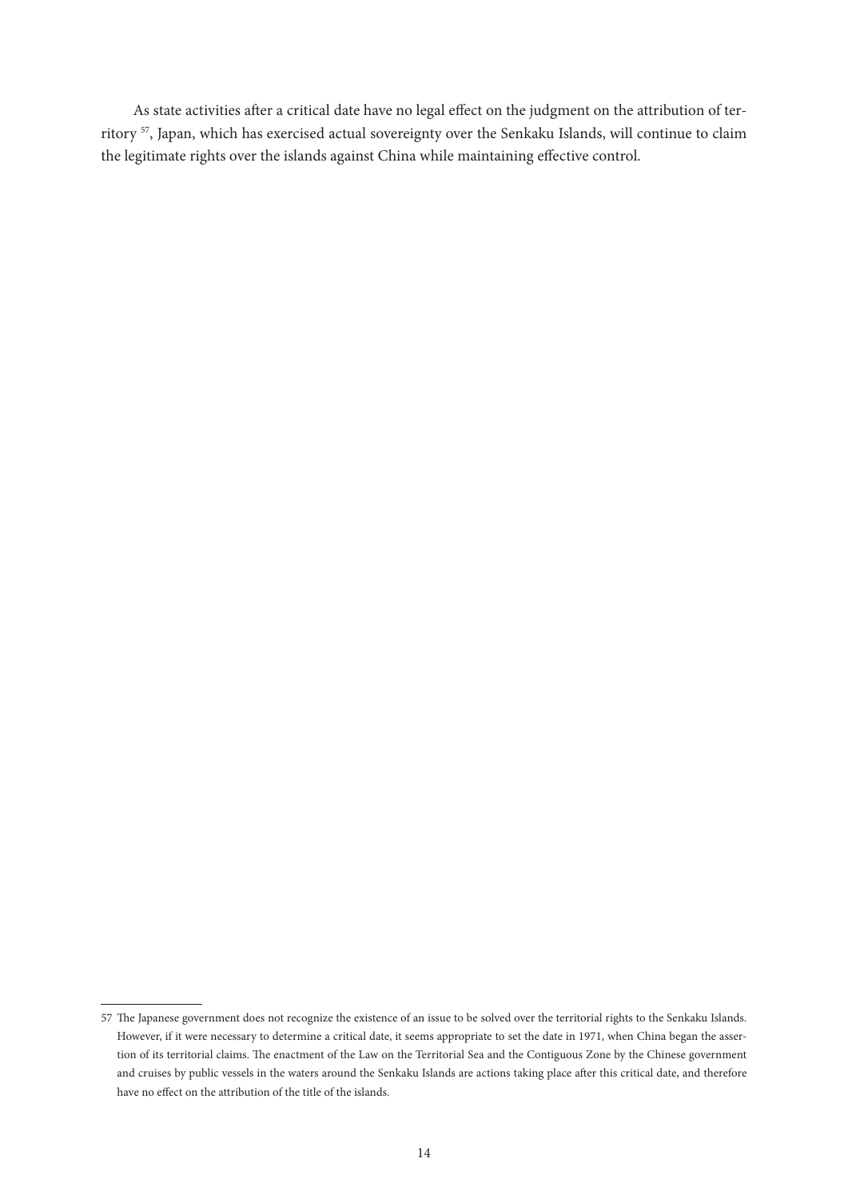As state activities after a critical date have no legal effect on the judgment on the attribution of territory [57], Japan, which has exercised actual sovereignty over the Senkaku Islands, will continue to claim the legitimate rights over the islands against China while maintaining effective control.

57 The Japanese government does not recognize the existence of an issue to be solved over the territorial rights to the Senkaku Islands. However, if it were necessary to determine a critical date, it seems appropriate to set the date in 1971, when China began the assertion of its territorial claims. The enactment of the Law on the Territorial Sea and the Contiguous Zone by the Chinese government and cruises by public vessels in the waters around the Senkaku Islands are actions taking place after this critical date, and therefore have no effect on the attribution of the title of the islands.